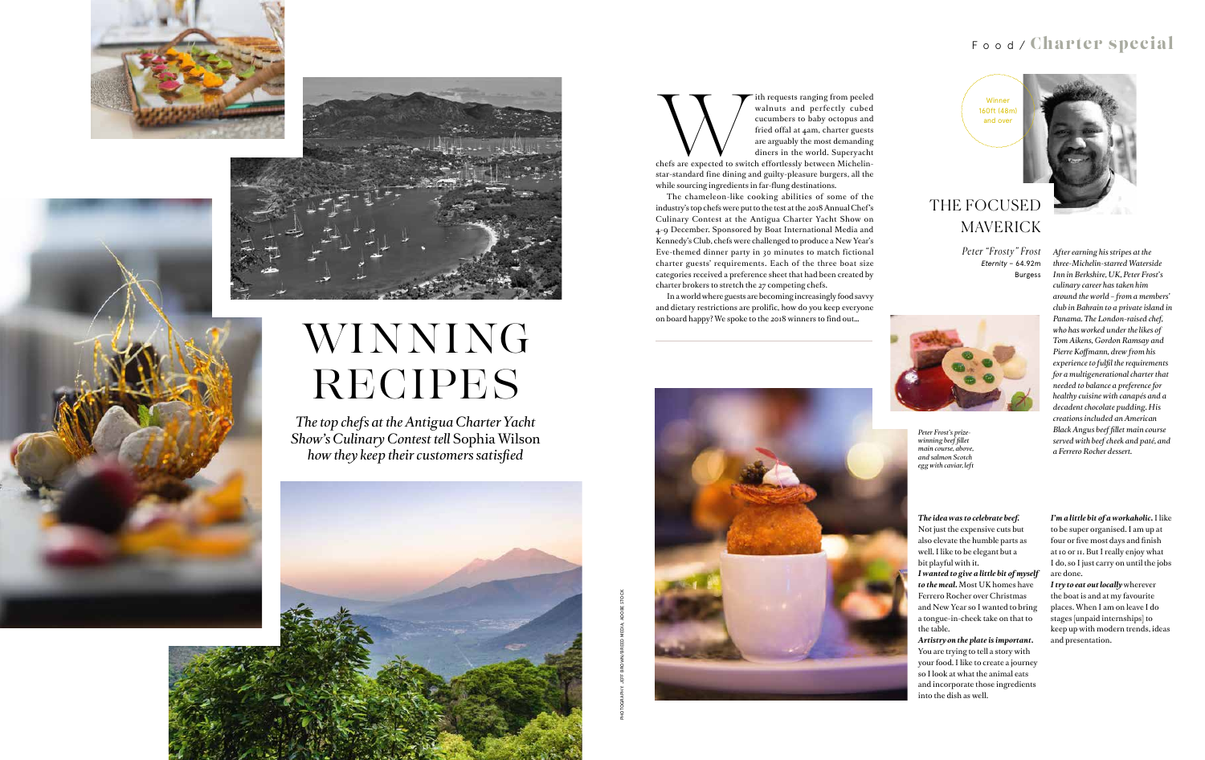# WINNING RECIPES

*The top chefs at the Antigua Charter Yacht Show's Culinary Contest tell* Sophia Wilson *how they keep their customers satisfied*

With requests ranging from peeled walnuts and perfectly cubed cucumbers to baby octopus and fried offal at 4am, charter guests are arguably the most demanding diners in the world. Superyacht chefs are expected to switch effortlessly between Michelin-star-standard fine dining and guilty-pleasure burgers, all the while sourcing ingredients in far-flung destinations.

The chameleon-like cooking abilities of some of the industry's top chefs were put to the test at the 2018 Annual Chef's Culinary Contest at the Antigua Charter Yacht Show on 4-9 December. Sponsored by Boat International Media and Kennedy's Club, chefs were challenged to produce a New Year's Eve-themed dinner party in 30 minutes to match fictional charter guests' requirements. Each of the three boat size categories received a preference sheet that had been created by charter brokers to stretch the 27 competing chefs.

In a world where guests are becoming increasingly food savvy and dietary restrictions are prolific, how do you keep everyone on board happy? We spoke to the 2018 winners to find out...

PHOTOGRAPHY: JEFF BROWN/BREED MEDIA; ADOBE STOCK

Winner 160ft (48m) and over

## THE FOCUSED MAVERICK

*Peter "Frosty" Frost*
*Eternity* – 64.92m
Burgess

*After earning his stripes at the three-Michelin-starred Waterside Inn in Berkshire, UK, Peter Frost's culinary career has taken him around the world – from a members' club in Bahrain to a private island in Panama. The London-raised chef, who has worked under the likes of Tom Aikens, Gordon Ramsay and Pierre Koffmann, drew from his experience to fulfil the requirements for a multigenerational charter that needed to balance a preference for healthy cuisine with canapés and a decadent chocolate pudding. His creations included an American Black Angus beef fillet main course served with beef cheek and paté, and a Ferrero Rocher dessert.*

*Peter Frost's prize-winning beef fillet main course, above, and salmon Scotch egg with caviar, left*

***The idea was to celebrate beef.*** Not just the expensive cuts but also elevate the humble parts as well. I like to be elegant but a bit playful with it.

***I wanted to give a little bit of myself to the meal.*** Most UK homes have Ferrero Rocher over Christmas and New Year so I wanted to bring a tongue-in-cheek take on that to the table.

***Artistry on the plate is important.*** You are trying to tell a story with your food. I like to create a journey so I look at what the animal eats and incorporate those ingredients into the dish as well.

***I'm a little bit of a workaholic.*** I like to be super organised. I am up at four or five most days and finish at 10 or 11. But I really enjoy what I do, so I just carry on until the jobs are done.

***I try to eat out locally*** wherever the boat is and at my favourite places. When I am on leave I do stages [unpaid internships] to keep up with modern trends, ideas and presentation.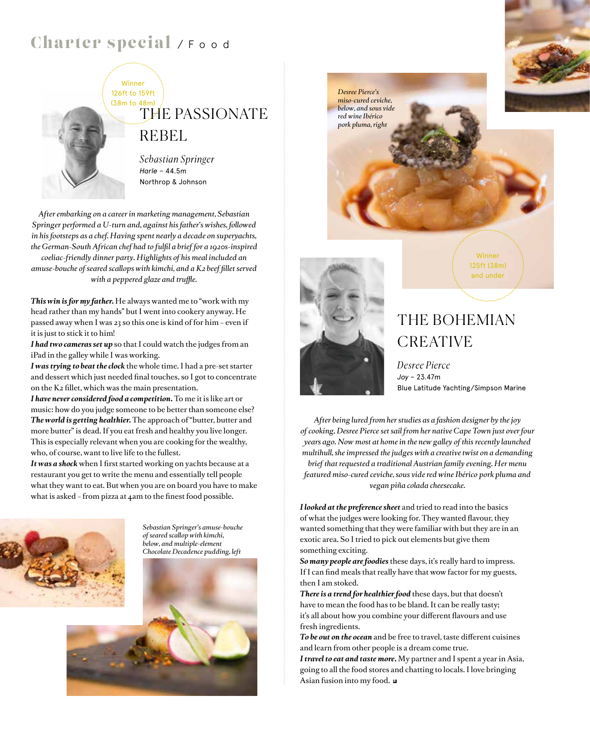# Charter special / Food

Winner 126ft to 159ft (38m to 48m)

## THE PASSIONATE REBEL

*Sebastian Springer*
*Harle* – 44.5m
Northrop & Johnson

*After embarking on a career in marketing management, Sebastian Springer performed a U-turn and, against his father's wishes, followed in his footsteps as a chef. Having spent nearly a decade on superyachts, the German-South African chef had to fulfil a brief for a 1920s-inspired coeliac-friendly dinner party. Highlights of his meal included an amuse-bouche of seared scallops with kimchi, and a K2 beef fillet served with a peppered glaze and truffle.*

***This win is for my father.*** He always wanted me to "work with my head rather than my hands" but I went into cookery anyway. He passed away when I was 23 so this one is kind of for him – even if it is just to stick it to him!

***I had two cameras set up*** so that I could watch the judges from an iPad in the galley while I was working.

***I was trying to beat the clock*** the whole time. I had a pre-set starter and dessert which just needed final touches, so I got to concentrate on the K2 fillet, which was the main presentation.

***I have never considered food a competition.*** To me it is like art or music: how do you judge someone to be better than someone else?

***The world is getting healthier.*** The approach of "butter, butter and more butter" is dead. If you eat fresh and healthy you live longer. This is especially relevant when you are cooking for the wealthy, who, of course, want to live life to the fullest.

***It was a shock*** when I first started working on yachts because at a restaurant you get to write the menu and essentially tell people what they want to eat. But when you are on board you have to make what is asked – from pizza at 4am to the finest food possible.

*Sebastian Springer's amuse-bouche of seared scallop with kimchi, below, and multiple-element Chocolate Decadence pudding, left*

*Desree Pierce's miso-cured ceviche, below, and sous vide red wine Ibérico pork pluma, right*

Winner 125ft (38m) and under

## THE BOHEMIAN CREATIVE

*Desree Pierce*
*Joy* – 23.47m
Blue Latitude Yachting/Simpson Marine

*After being lured from her studies as a fashion designer by the joy of cooking, Desree Pierce set sail from her native Cape Town just over four years ago. Now most at home in the new galley of this recently launched multihull, she impressed the judges with a creative twist on a demanding brief that requested a traditional Austrian family evening. Her menu featured miso-cured ceviche, sous vide red wine Ibérico pork pluma and vegan piña colada cheesecake.*

***I looked at the preference sheet*** and tried to read into the basics of what the judges were looking for. They wanted flavour, they wanted something that they were familiar with but they are in an exotic area. So I tried to pick out elements but give them something exciting.

***So many people are foodies*** these days, it's really hard to impress. If I can find meals that really have that wow factor for my guests, then I am stoked.

***There is a trend for healthier food*** these days, but that doesn't have to mean the food has to be bland. It can be really tasty; it's all about how you combine your different flavours and use fresh ingredients.

***To be out on the ocean*** and be free to travel, taste different cuisines and learn from other people is a dream come true.

***I travel to eat and taste more.*** My partner and I spent a year in Asia, going to all the food stores and chatting to locals. I love bringing Asian fusion into my food.